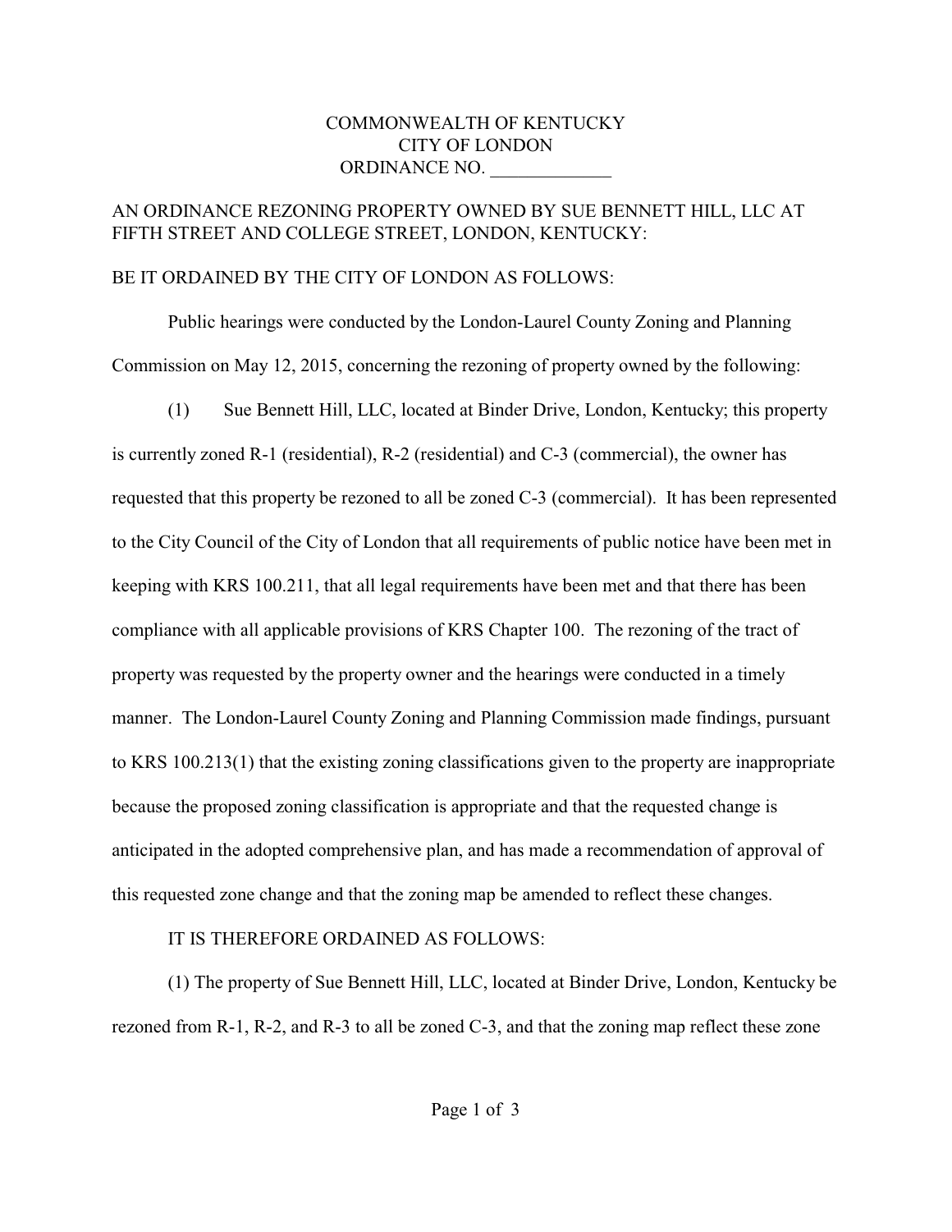COMMONWEALTH OF KENTUCKY
CITY OF LONDON
ORDINANCE NO. _____________

AN ORDINANCE REZONING PROPERTY OWNED BY SUE BENNETT HILL, LLC AT FIFTH STREET AND COLLEGE STREET, LONDON, KENTUCKY:

BE IT ORDAINED BY THE CITY OF LONDON AS FOLLOWS:

Public hearings were conducted by the London-Laurel County Zoning and Planning Commission on May 12, 2015, concerning the rezoning of property owned by the following:

(1) Sue Bennett Hill, LLC, located at Binder Drive, London, Kentucky; this property is currently zoned R-1 (residential), R-2 (residential) and C-3 (commercial), the owner has requested that this property be rezoned to all be zoned C-3 (commercial). It has been represented to the City Council of the City of London that all requirements of public notice have been met in keeping with KRS 100.211, that all legal requirements have been met and that there has been compliance with all applicable provisions of KRS Chapter 100. The rezoning of the tract of property was requested by the property owner and the hearings were conducted in a timely manner. The London-Laurel County Zoning and Planning Commission made findings, pursuant to KRS 100.213(1) that the existing zoning classifications given to the property are inappropriate because the proposed zoning classification is appropriate and that the requested change is anticipated in the adopted comprehensive plan, and has made a recommendation of approval of this requested zone change and that the zoning map be amended to reflect these changes.

IT IS THEREFORE ORDAINED AS FOLLOWS:

(1) The property of Sue Bennett Hill, LLC, located at Binder Drive, London, Kentucky be rezoned from R-1, R-2, and R-3 to all be zoned C-3, and that the zoning map reflect these zone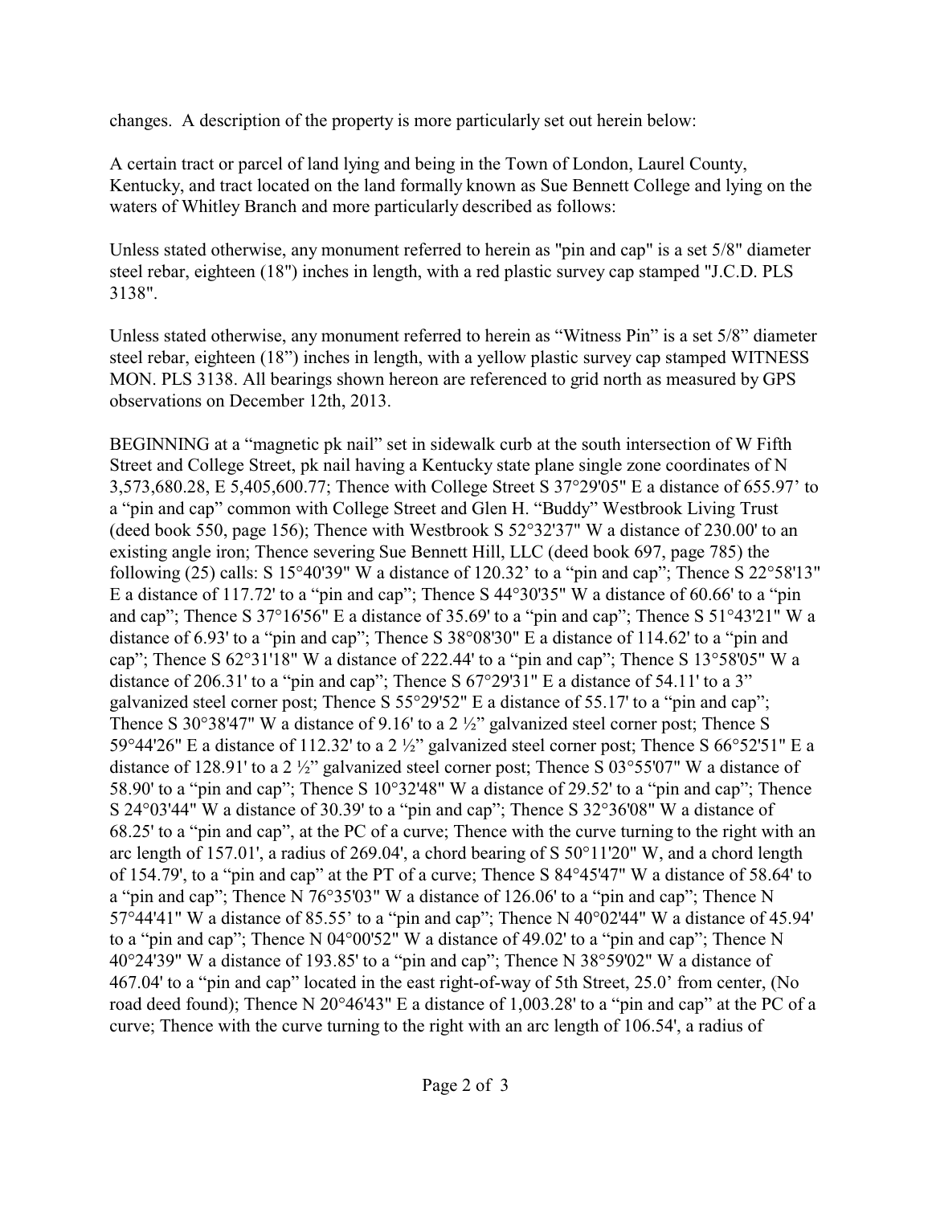changes. A description of the property is more particularly set out herein below:

A certain tract or parcel of land lying and being in the Town of London, Laurel County, Kentucky, and tract located on the land formally known as Sue Bennett College and lying on the waters of Whitley Branch and more particularly described as follows:

Unless stated otherwise, any monument referred to herein as "pin and cap" is a set 5/8" diameter steel rebar, eighteen (18") inches in length, with a red plastic survey cap stamped "J.C.D. PLS 3138".

Unless stated otherwise, any monument referred to herein as "Witness Pin" is a set 5/8" diameter steel rebar, eighteen (18") inches in length, with a yellow plastic survey cap stamped WITNESS MON. PLS 3138. All bearings shown hereon are referenced to grid north as measured by GPS observations on December 12th, 2013.

BEGINNING at a "magnetic pk nail" set in sidewalk curb at the south intersection of W Fifth Street and College Street, pk nail having a Kentucky state plane single zone coordinates of N 3,573,680.28, E 5,405,600.77; Thence with College Street S 37°29'05" E a distance of 655.97' to a "pin and cap" common with College Street and Glen H. "Buddy" Westbrook Living Trust (deed book 550, page 156); Thence with Westbrook S 52°32'37" W a distance of 230.00' to an existing angle iron; Thence severing Sue Bennett Hill, LLC (deed book 697, page 785) the following (25) calls: S 15°40'39" W a distance of 120.32' to a "pin and cap"; Thence S 22°58'13" E a distance of 117.72' to a "pin and cap"; Thence S 44°30'35" W a distance of 60.66' to a "pin and cap"; Thence S 37°16'56" E a distance of 35.69' to a "pin and cap"; Thence S 51°43'21" W a distance of 6.93' to a "pin and cap"; Thence S 38°08'30" E a distance of 114.62' to a "pin and cap"; Thence S 62°31'18" W a distance of 222.44' to a "pin and cap"; Thence S 13°58'05" W a distance of 206.31' to a "pin and cap"; Thence S 67°29'31" E a distance of 54.11' to a 3" galvanized steel corner post; Thence S 55°29'52" E a distance of 55.17' to a "pin and cap"; Thence S 30°38'47" W a distance of 9.16' to a 2 ½" galvanized steel corner post; Thence S 59°44'26" E a distance of 112.32' to a 2 ½" galvanized steel corner post; Thence S 66°52'51" E a distance of 128.91' to a 2 ½" galvanized steel corner post; Thence S 03°55'07" W a distance of 58.90' to a "pin and cap"; Thence S 10°32'48" W a distance of 29.52' to a "pin and cap"; Thence S 24°03'44" W a distance of 30.39' to a "pin and cap"; Thence S 32°36'08" W a distance of 68.25' to a "pin and cap", at the PC of a curve; Thence with the curve turning to the right with an arc length of 157.01', a radius of 269.04', a chord bearing of S 50°11'20" W, and a chord length of 154.79', to a "pin and cap" at the PT of a curve; Thence S 84°45'47" W a distance of 58.64' to a "pin and cap"; Thence N 76°35'03" W a distance of 126.06' to a "pin and cap"; Thence N 57°44'41" W a distance of 85.55' to a "pin and cap"; Thence N 40°02'44" W a distance of 45.94' to a "pin and cap"; Thence N 04°00'52" W a distance of 49.02' to a "pin and cap"; Thence N 40°24'39" W a distance of 193.85' to a "pin and cap"; Thence N 38°59'02" W a distance of 467.04' to a "pin and cap" located in the east right-of-way of 5th Street, 25.0' from center, (No road deed found); Thence N 20°46'43" E a distance of 1,003.28' to a "pin and cap" at the PC of a curve; Thence with the curve turning to the right with an arc length of 106.54', a radius of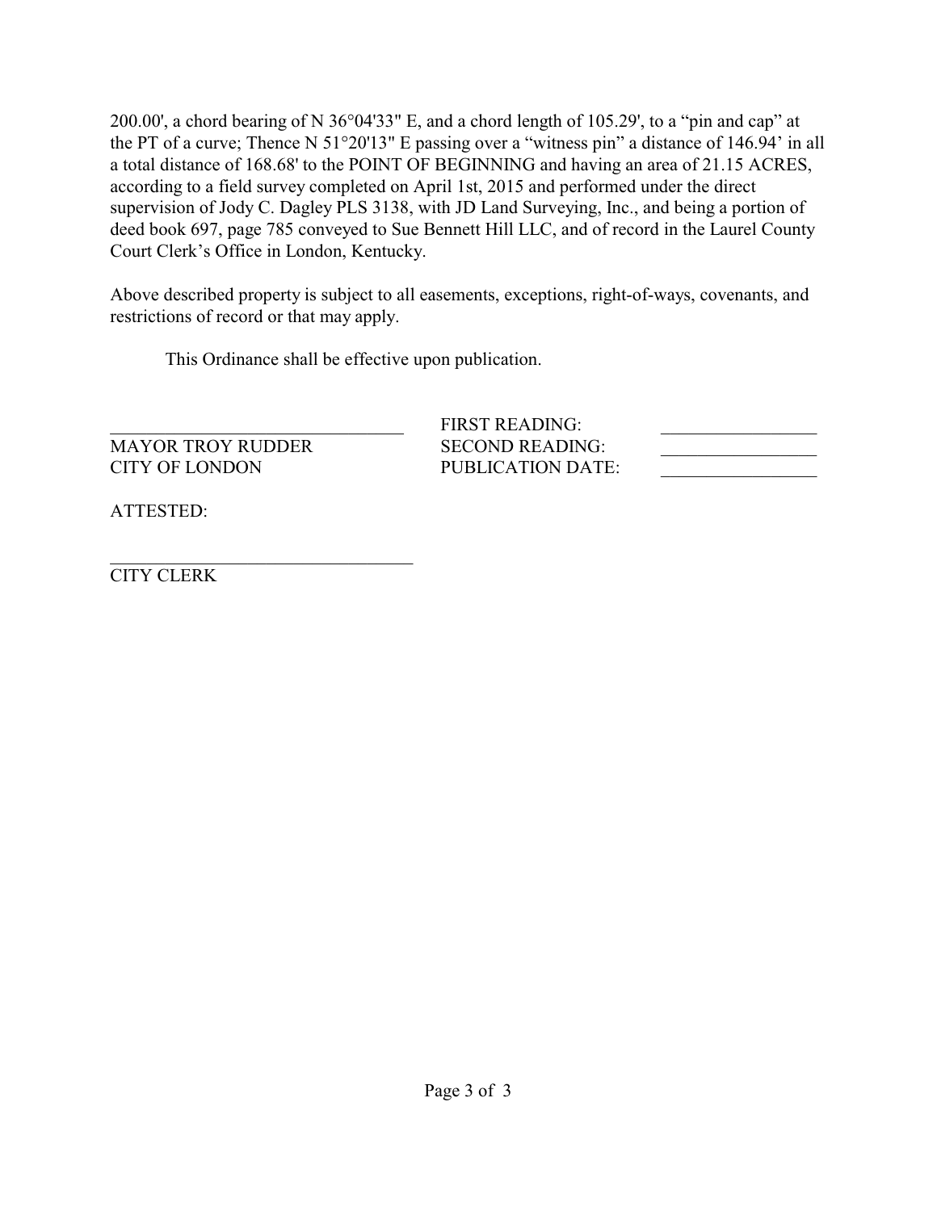200.00', a chord bearing of N 36°04'33" E, and a chord length of 105.29', to a "pin and cap" at the PT of a curve; Thence N 51°20'13" E passing over a "witness pin" a distance of 146.94' in all a total distance of 168.68' to the POINT OF BEGINNING and having an area of 21.15 ACRES, according to a field survey completed on April 1st, 2015 and performed under the direct supervision of Jody C. Dagley PLS 3138, with JD Land Surveying, Inc., and being a portion of deed book 697, page 785 conveyed to Sue Bennett Hill LLC, and of record in the Laurel County Court Clerk's Office in London, Kentucky.

Above described property is subject to all easements, exceptions, right-of-ways, covenants, and restrictions of record or that may apply.

This Ordinance shall be effective upon publication.

| | | |
|---|---|---|
| _______________________________ | FIRST READING: | _________________ |
| MAYOR TROY RUDDER | SECOND READING: | _________________ |
| CITY OF LONDON | PUBLICATION DATE: | _________________ |

ATTESTED:

_________________________________

CITY CLERK